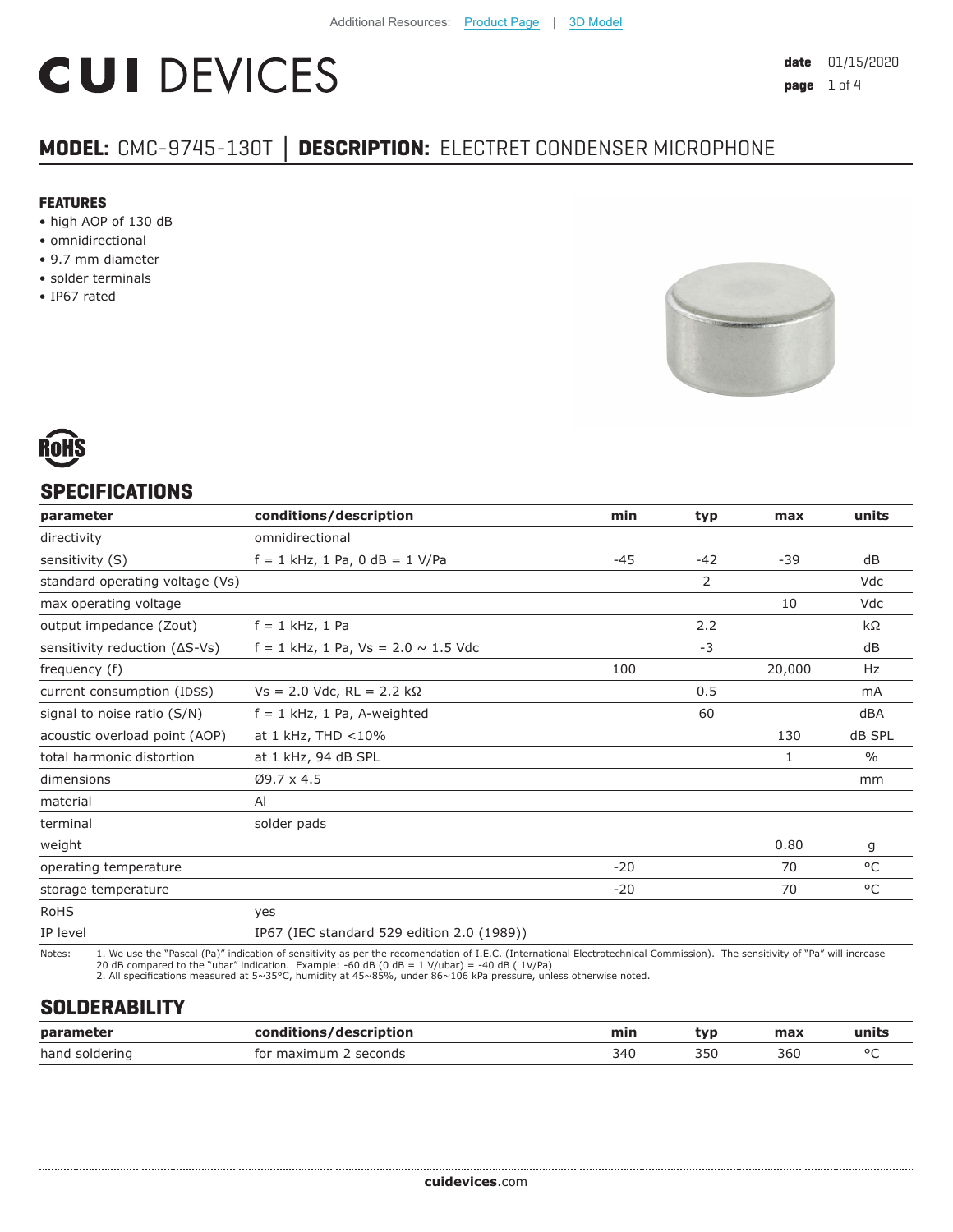Additional Resources: Product Page | 3D Model

# CUI DEVICES

**date** 01/15/2020

## MODEL: CMC-9745-130T | DESCRIPTION: ELECTRET CONDENSER MICROPHONE

### FEATURES

- high AOP of 130 dB
- omnidirectional
- 9.7 mm diameter
- solder terminals
- IP67 rated

RoHS

## SPECIFICATIONS

| parameter | conditions/description | min | typ | max | units |
|---|---|---|---|---|---|
| directivity | omnidirectional | | | | |
| sensitivity (S) | f = 1 kHz, 1 Pa, 0 dB = 1 V/Pa | -45 | -42 | -39 | dB |
| standard operating voltage (Vs) | | | 2 | | Vdc |
| max operating voltage | | | | 10 | Vdc |
| output impedance (Zout) | f = 1 kHz, 1 Pa | | 2.2 | | kΩ |
| sensitivity reduction (ΔS-Vs) | f = 1 kHz, 1 Pa, Vs = 2.0 ~ 1.5 Vdc | | -3 | | dB |
| frequency (f) | | 100 | | 20,000 | Hz |
| current consumption (IDSS) | Vs = 2.0 Vdc, RL = 2.2 kΩ | | 0.5 | | mA |
| signal to noise ratio (S/N) | f = 1 kHz, 1 Pa, A-weighted | | 60 | | dBA |
| acoustic overload point (AOP) | at 1 kHz, THD <10% | | | 130 | dB SPL |
| total harmonic distortion | at 1 kHz, 94 dB SPL | | | 1 | % |
| dimensions | Ø9.7 x 4.5 | | | | mm |
| material | Al | | | | |
| terminal | solder pads | | | | |
| weight | | | | 0.80 | g |
| operating temperature | | -20 | | 70 | °C |
| storage temperature | | -20 | | 70 | °C |
| RoHS | yes | | | | |
| IP level | IP67 (IEC standard 529 edition 2.0 (1989)) | | | | |

Notes:
1. We use the "Pascal (Pa)" indication of sensitivity as per the recomendation of I.E.C. (International Electrotechnical Commission). The sensitivity of "Pa" will increase 20 dB compared to the "ubar" indication. Example: -60 dB (0 dB = 1 V/ubar) = -40 dB ( 1V/Pa)
2. All specifications measured at 5~35°C, humidity at 45~85%, under 86~106 kPa pressure, unless otherwise noted.

## SOLDERABILITY

| parameter | conditions/description | min | typ | max | units |
|---|---|---|---|---|---|
| hand soldering | for maximum 2 seconds | 340 | 350 | 360 | °C |

**cuidevices**.com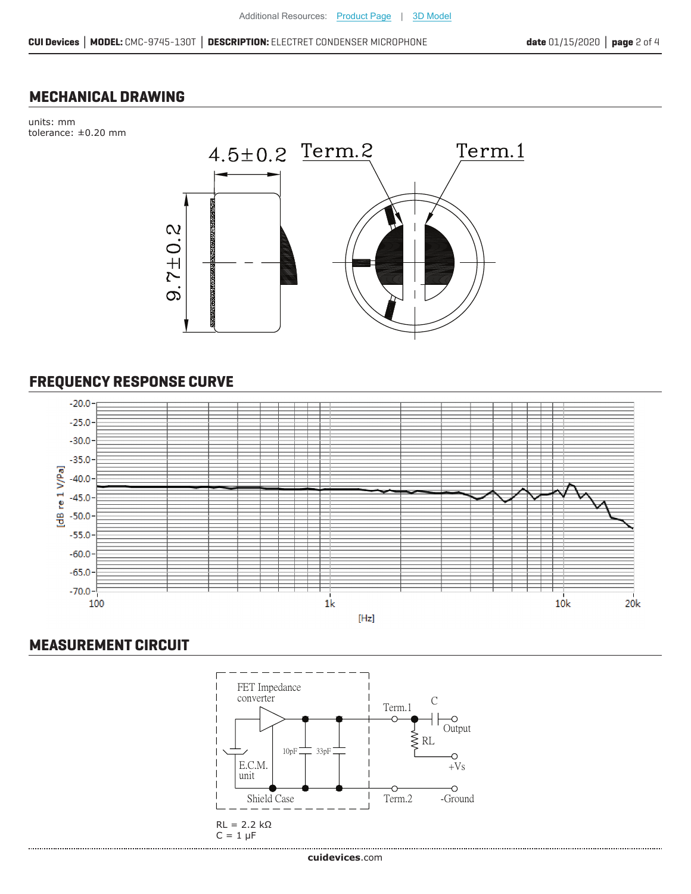## MECHANICAL DRAWING

units: mm
tolerance: ±0.20 mm

4.5±0.2

9.7±0.2

Term.2

Term.1

## FREQUENCY RESPONSE CURVE

[dB re 1 V/Pa]

-20.0
-25.0
-30.0
-35.0
-40.0
-45.0
-50.0
-55.0
-60.0
-65.0
-70.0

100 1k 10k 20k

[Hz]

## MEASUREMENT CIRCUIT

FET Impedance converter

E.C.M. unit

Shield Case

10pF 33pF

Term.1 C Output RL +Vs

Term.2 -Ground

RL = 2.2 kΩ
C = 1 μF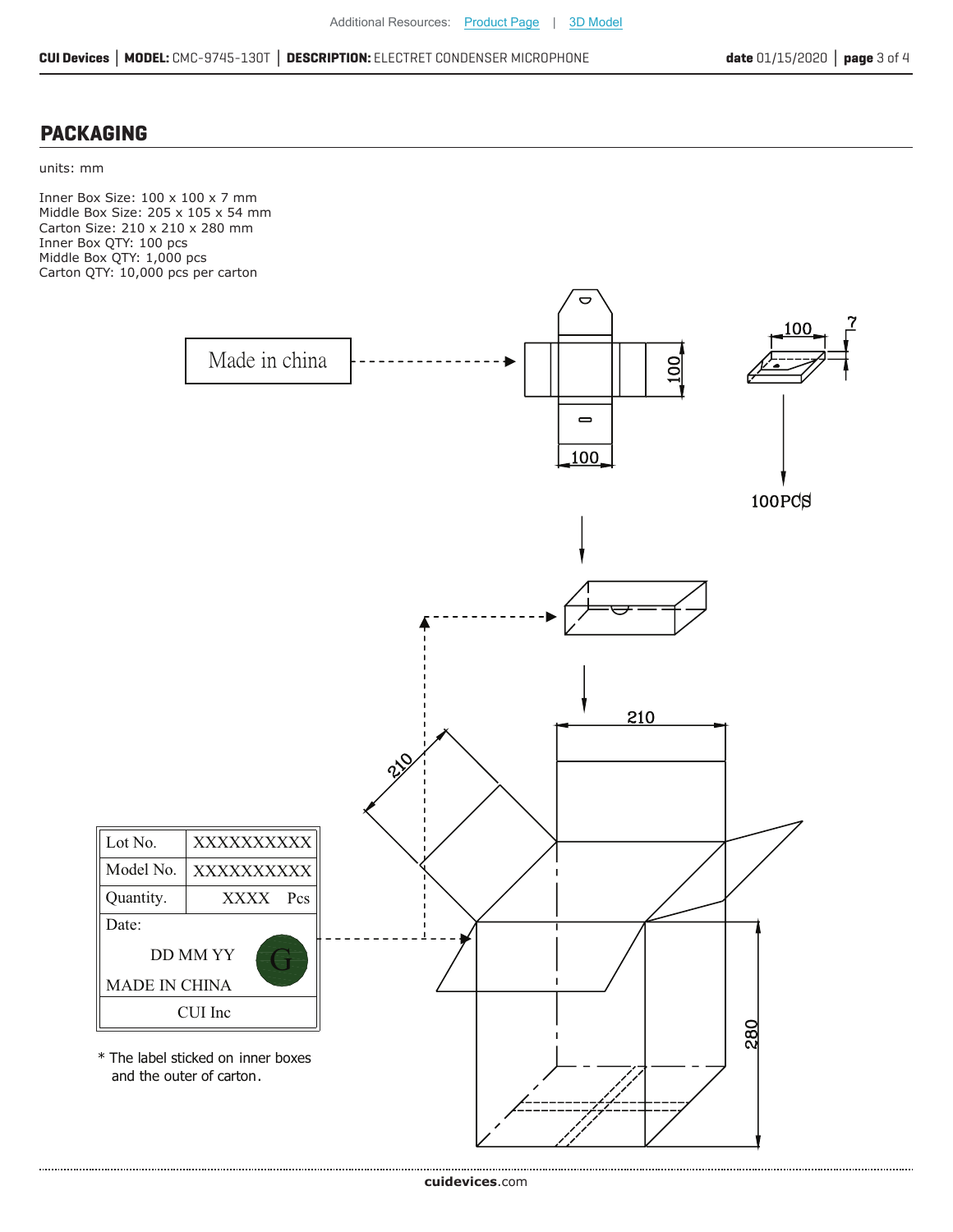## PACKAGING

units: mm

Inner Box Size: 100 x 100 x 7 mm
Middle Box Size: 205 x 105 x 54 mm
Carton Size: 210 x 210 x 280 mm
Inner Box QTY: 100 pcs
Middle Box QTY: 1,000 pcs
Carton QTY: 10,000 pcs per carton

Made in china

100PCS

| Lot No. | XXXXXXXXXX |
|---|---|
| Model No. | XXXXXXXXXX |
| Quantity. | XXXX Pcs |
| Date: DD MM YY | |
| MADE IN CHINA | |
| CUI Inc | |

* The label sticked on inner boxes and the outer of carton.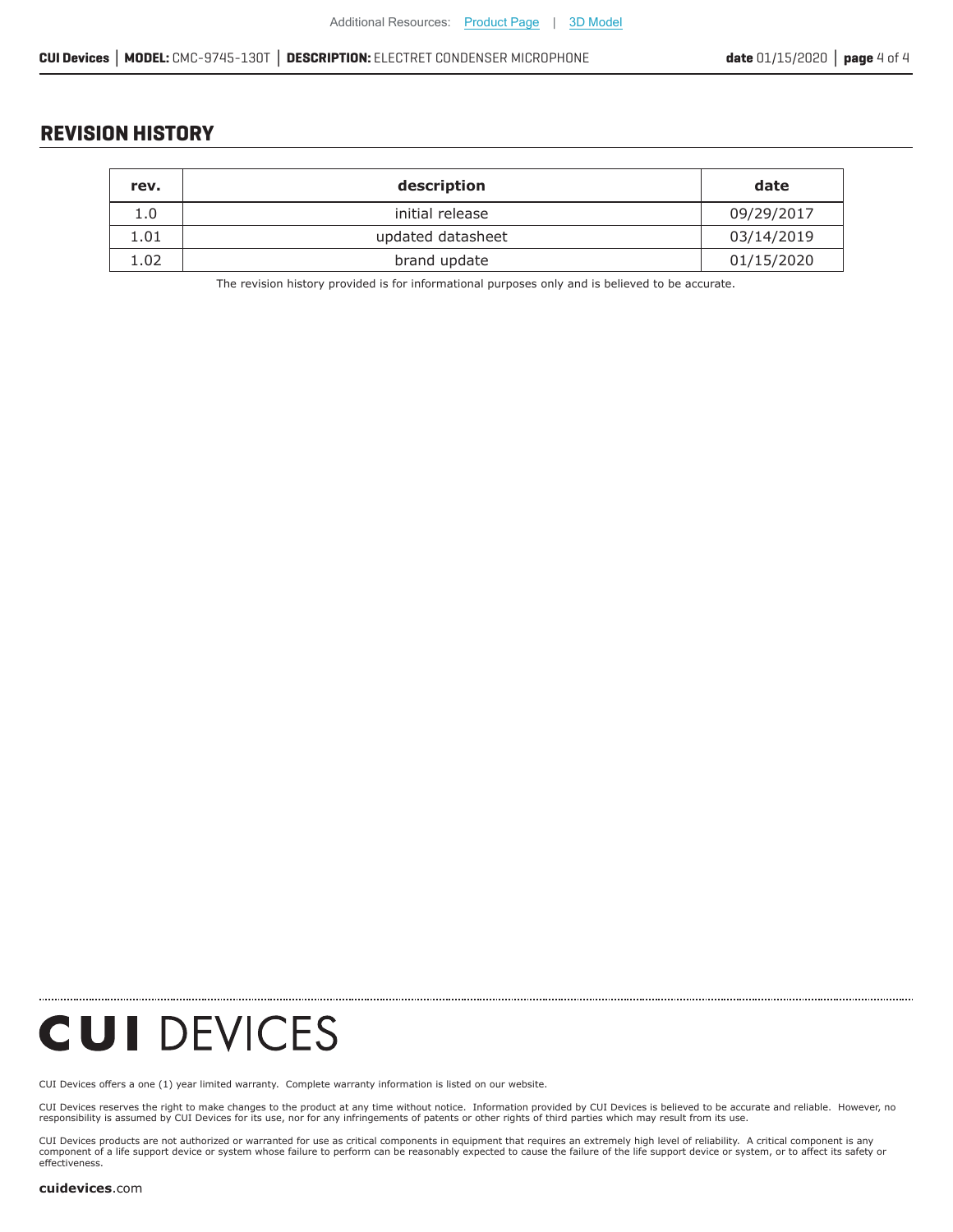## REVISION HISTORY

| rev. | description | date |
| --- | --- | --- |
| 1.0 | initial release | 09/29/2017 |
| 1.01 | updated datasheet | 03/14/2019 |
| 1.02 | brand update | 01/15/2020 |

The revision history provided is for informational purposes only and is believed to be accurate.

**CUI DEVICES**

CUI Devices offers a one (1) year limited warranty. Complete warranty information is listed on our website.

CUI Devices reserves the right to make changes to the product at any time without notice. Information provided by CUI Devices is believed to be accurate and reliable. However, no responsibility is assumed by CUI Devices for its use, nor for any infringements of patents or other rights of third parties which may result from its use.

CUI Devices products are not authorized or warranted for use as critical components in equipment that requires an extremely high level of reliability. A critical component is any component of a life support device or system whose failure to perform can be reasonably expected to cause the failure of the life support device or system, or to affect its safety or effectiveness.

**cuidevices**.com